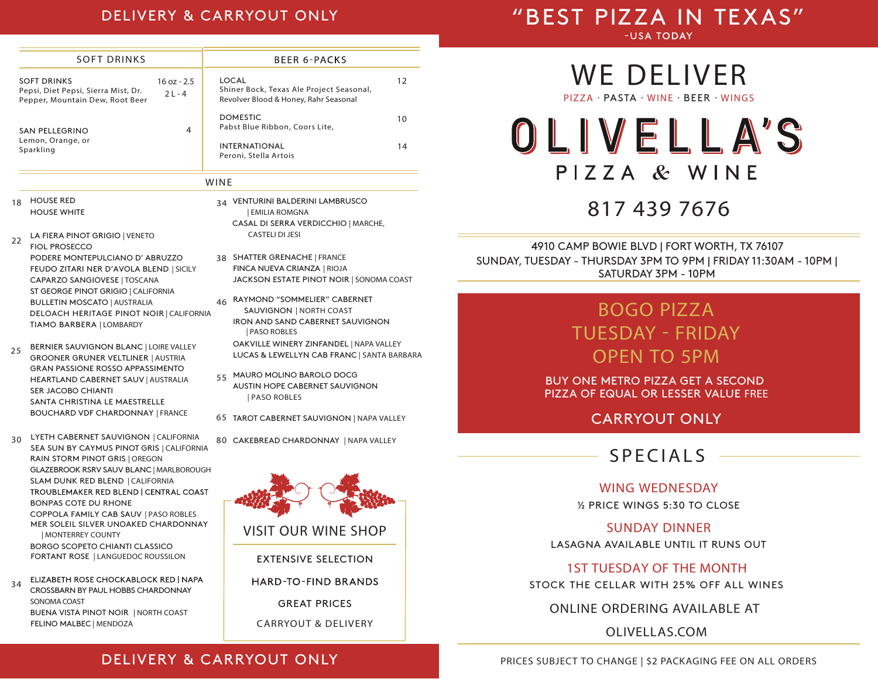# DELIVERY & CARRYOUT ONLY

## SOFT DRINKS

**SOFT DRINKS** — 16 oz - 2.5 | 2 L - 4
Pepsi, Diet Pepsi, Sierra Mist, Dr. Pepper, Mountain Dew, Root Beer

**SAN PELLEGRINO** — 4
Lemon, Orange, or Sparkling

## BEER 6-PACKS

**LOCAL** — 12
Shiner Bock, Texas Ale Project Seasonal, Revolver Blood & Honey, Rahr Seasonal

**DOMESTIC** — 10
Pabst Blue Ribbon, Coors Lite,

**INTERNATIONAL** — 14
Peroni, Stella Artois

## WINE

**18**
- HOUSE RED
- HOUSE WHITE

**22**
- LA FIERA PINOT GRIGIO | VENETO
- FIOL PROSECCO
- PODERE MONTEPULCIANO D' ABRUZZO
- FEUDO ZITARI NER D'AVOLA BLEND | SICILY
- CAPARZO SANGIOVESE | TOSCANA
- ST GEORGE PINOT GRIGIO | CALIFORNIA
- BULLETIN MOSCATO | AUSTRALIA
- DELOACH HERITAGE PINOT NOIR | CALIFORNIA
- TIAMO BARBERA | LOMBARDY

**25**
- BERNIER SAUVIGNON BLANC | LOIRE VALLEY
- GROONER GRUNER VELTLINER | AUSTRIA
- GRAN PASSIONE ROSSO APPASSIMENTO
- HEARTLAND CABERNET SAUV | AUSTRALIA
- SER JACOBO CHIANTI
- SANTA CHRISTINA LE MAESTRELLE
- BOUCHARD VDF CHARDONNAY | FRANCE

**30**
- LYETH CABERNET SAUVIGNON | CALIFORNIA
- SEA SUN BY CAYMUS PINOT GRIS | CALIFORNIA
- RAIN STORM PINOT GRIS | OREGON
- GLAZEBROOK RSRV SAUV BLANC | MARLBOROUGH
- SLAM DUNK RED BLEND | CALIFORNIA
- TROUBLEMAKER RED BLEND | CENTRAL COAST
- BONPAS COTE DU RHONE
- COPPOLA FAMILY CAB SAUV | PASO ROBLES
- MER SOLEIL SILVER UNOAKED CHARDONNAY | MONTERREY COUNTY
- BORGO SCOPETO CHIANTI CLASSICO
- FORTANT ROSE | LANGUEDOC ROUSSILON

**34**
- ELIZABETH ROSE CHOCKABLOCK RED | NAPA
- CROSSBARN BY PAUL HOBBS CHARDONNAY SONOMA COAST
- BUENA VISTA PINOT NOIR | NORTH COAST
- FELINO MALBEC | MENDOZA

**34**
- VENTURINI BALDERINI LAMBRUSCO | EMILIA ROMGNA
- CASAL DI SERRA VERDICCHIO | MARCHE, CASTELI DI JESI

**38**
- SHATTER GRENACHE | FRANCE
- FINCA NUEVA CRIANZA | RIOJA
- JACKSON ESTATE PINOT NOIR | SONOMA COAST

**46**
- RAYMOND "SOMMELIER" CABERNET SAUVIGNON | NORTH COAST
- IRON AND SAND CABERNET SAUVIGNON | PASO ROBLES
- OAKVILLE WINERY ZINFANDEL | NAPA VALLEY
- LUCAS & LEWELLYN CAB FRANC | SANTA BARBARA

**55**
- MAURO MOLINO BAROLO DOCG
- AUSTIN HOPE CABERNET SAUVIGNON | PASO ROBLES

**65**
- TAROT CABERNET SAUVIGNON | NAPA VALLEY

**80**
- CAKEBREAD CHARDONNAY | NAPA VALLEY

### VISIT OUR WINE SHOP

EXTENSIVE SELECTION

HARD-TO-FIND BRANDS

GREAT PRICES

CARRYOUT & DELIVERY

DELIVERY & CARRYOUT ONLY

# "BEST PIZZA IN TEXAS"

-USA TODAY

## WE DELIVER

PIZZA · PASTA · WINE · BEER · WINGS

# OLIVELLA'S

PIZZA & WINE

817 439 7676

4910 CAMP BOWIE BLVD | FORT WORTH, TX 76107
SUNDAY, TUESDAY - THURSDAY 3PM TO 9PM | FRIDAY 11:30AM - 10PM | SATURDAY 3PM - 10PM

## BOGO PIZZA TUESDAY - FRIDAY OPEN TO 5PM

BUY ONE METRO PIZZA GET A SECOND PIZZA OF EQUAL OR LESSER VALUE FREE

CARRYOUT ONLY

## SPECIALS

**WING WEDNESDAY**
½ PRICE WINGS 5:30 TO CLOSE

**SUNDAY DINNER**
LASAGNA AVAILABLE UNTIL IT RUNS OUT

**1ST TUESDAY OF THE MONTH**
STOCK THE CELLAR WITH 25% OFF ALL WINES

ONLINE ORDERING AVAILABLE AT

OLIVELLAS.COM

PRICES SUBJECT TO CHANGE | $2 PACKAGING FEE ON ALL ORDERS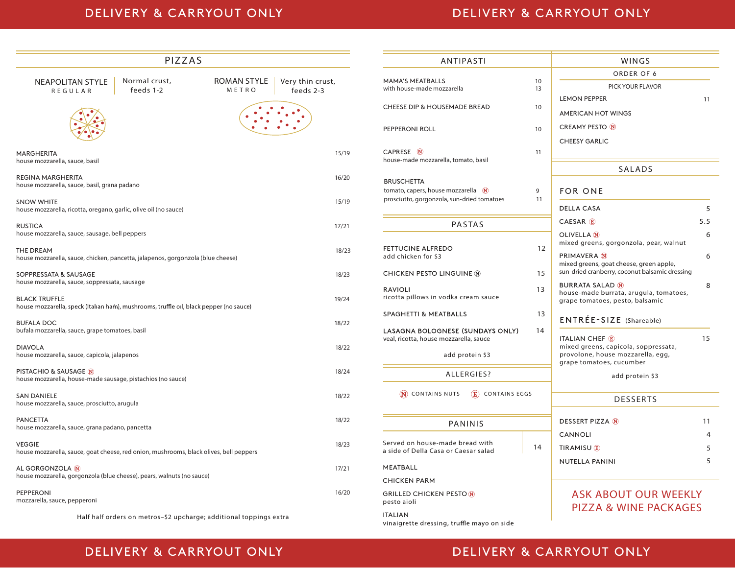DELIVERY & CARRYOUT ONLY

## PIZZAS

**NEAPOLITAN STYLE** REGULAR — Normal crust, feeds 1-2

**ROMAN STYLE** METRO — Very thin crust, feeds 2-3

| Pizza | Price |
|---|---|
| MARGHERITA<br>house mozzarella, sauce, basil | 15/19 |
| REGINA MARGHERITA<br>house mozzarella, sauce, basil, grana padano | 16/20 |
| SNOW WHITE<br>house mozzarella, ricotta, oregano, garlic, olive oil (no sauce) | 15/19 |
| RUSTICA<br>house mozzarella, sauce, sausage, bell peppers | 17/21 |
| THE DREAM<br>house mozzarella, sauce, chicken, pancetta, jalapenos, gorgonzola (blue cheese) | 18/23 |
| SOPPRESSATA & SAUSAGE<br>house mozzarella, sauce, soppressata, sausage | 18/23 |
| BLACK TRUFFLE<br>house mozzarella, speck (Italian ham), mushrooms, truffle oil, black pepper (no sauce) | 19/24 |
| BUFALA DOC<br>bufala mozzarella, sauce, grape tomatoes, basil | 18/22 |
| DIAVOLA<br>house mozzarella, sauce, capicola, jalapenos | 18/22 |
| PISTACHIO & SAUSAGE (N)<br>house mozzarella, house-made sausage, pistachios (no sauce) | 18/24 |
| SAN DANIELE<br>house mozzarella, sauce, prosciutto, arugula | 18/22 |
| PANCETTA<br>house mozzarella, sauce, grana padano, pancetta | 18/22 |
| VEGGIE<br>house mozzarella, sauce, goat cheese, red onion, mushrooms, black olives, bell peppers | 18/23 |
| AL GORGONZOLA (N)<br>house mozzarella, gorgonzola (blue cheese), pears, walnuts (no sauce) | 17/21 |
| PEPPERONI<br>mozzarella, sauce, pepperoni | 16/20 |

Half half orders on metros–$2 upcharge; additional toppings extra

## ANTIPASTI

| Item | Price |
|---|---|
| MAMA'S MEATBALLS<br>with house-made mozzarella | 10<br>13 |
| CHEESE DIP & HOUSEMADE BREAD | 10 |
| PEPPERONI ROLL | 10 |
| CAPRESE (N)<br>house-made mozzarella, tomato, basil | 11 |
| BRUSCHETTA<br>tomato, capers, house mozzarella (N)<br>prosciutto, gorgonzola, sun-dried tomatoes | <br>9<br>11 |

## PASTAS

| Item | Price |
|---|---|
| FETTUCINE ALFREDO<br>add chicken for $3 | 12 |
| CHICKEN PESTO LINGUINE (N) | 15 |
| RAVIOLI<br>ricotta pillows in vodka cream sauce | 13 |
| SPAGHETTI & MEATBALLS | 13 |
| LASAGNA BOLOGNESE (SUNDAYS ONLY)<br>veal, ricotta, house mozzarella, sauce | 14 |

add protein $3

## ALLERGIES?

(N) CONTAINS NUTS (E) CONTAINS EGGS

## PANINIS

Served on house-made bread with a side of Della Casa or Caesar salad — 14

- MEATBALL
- CHICKEN PARM
- GRILLED CHICKEN PESTO (N)<br>pesto aioli
- ITALIAN<br>vinaigrette dressing, truffle mayo on side

## WINGS

ORDER OF 6

PICK YOUR FLAVOR — 11

- LEMON PEPPER
- AMERICAN HOT WINGS
- CREAMY PESTO (N)
- CHEESY GARLIC

## SALADS

### FOR ONE

| Item | Price |
|---|---|
| DELLA CASA | 5 |
| CAESAR (E) | 5.5 |
| OLIVELLA (N)<br>mixed greens, gorgonzola, pear, walnut | 6 |
| PRIMAVERA (N)<br>mixed greens, goat cheese, green apple, sun-dried cranberry, coconut balsamic dressing | 6 |
| BURRATA SALAD (N)<br>house-made burrata, arugula, tomatoes, grape tomatoes, pesto, balsamic | 8 |

### ENTRÉE-SIZE (Shareable)

| Item | Price |
|---|---|
| ITALIAN CHEF (E)<br>mixed greens, capicola, soppressata, provolone, house mozzarella, egg, grape tomatoes, cucumber | 15 |

add protein $3

## DESSERTS

| Item | Price |
|---|---|
| DESSERT PIZZA (N) | 11 |
| CANNOLI | 4 |
| TIRAMISU (E) | 5 |
| NUTELLA PANINI | 5 |

ASK ABOUT OUR WEEKLY PIZZA & WINE PACKAGES

DELIVERY & CARRYOUT ONLY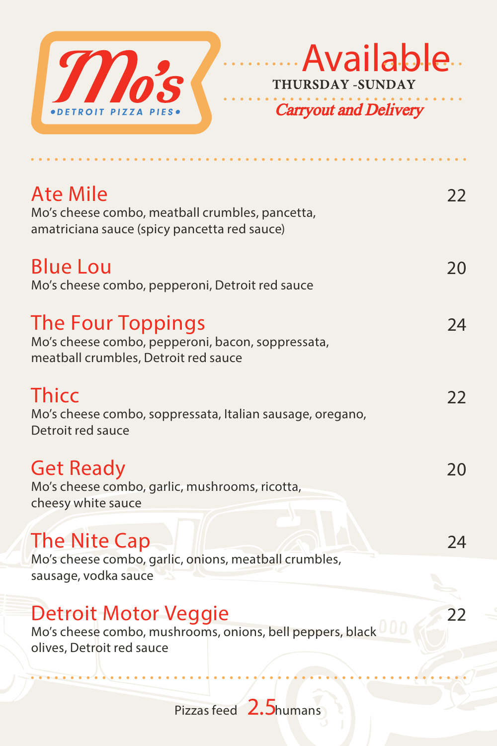# Mo's

DETROIT PIZZA PIES

## Available

THURSDAY -SUNDAY

*Carryout and Delivery*

## Ate Mile — 22

Mo's cheese combo, meatball crumbles, pancetta, amatriciana sauce (spicy pancetta red sauce)

## Blue Lou — 20

Mo's cheese combo, pepperoni, Detroit red sauce

## The Four Toppings — 24

Mo's cheese combo, pepperoni, bacon, soppressata, meatball crumbles, Detroit red sauce

## Thicc — 22

Mo's cheese combo, soppressata, Italian sausage, oregano, Detroit red sauce

## Get Ready — 20

Mo's cheese combo, garlic, mushrooms, ricotta, cheesy white sauce

## The Nite Cap — 24

Mo's cheese combo, garlic, onions, meatball crumbles, sausage, vodka sauce

## Detroit Motor Veggie — 22

Mo's cheese combo, mushrooms, onions, bell peppers, black olives, Detroit red sauce

Pizzas feed 2.5 humans